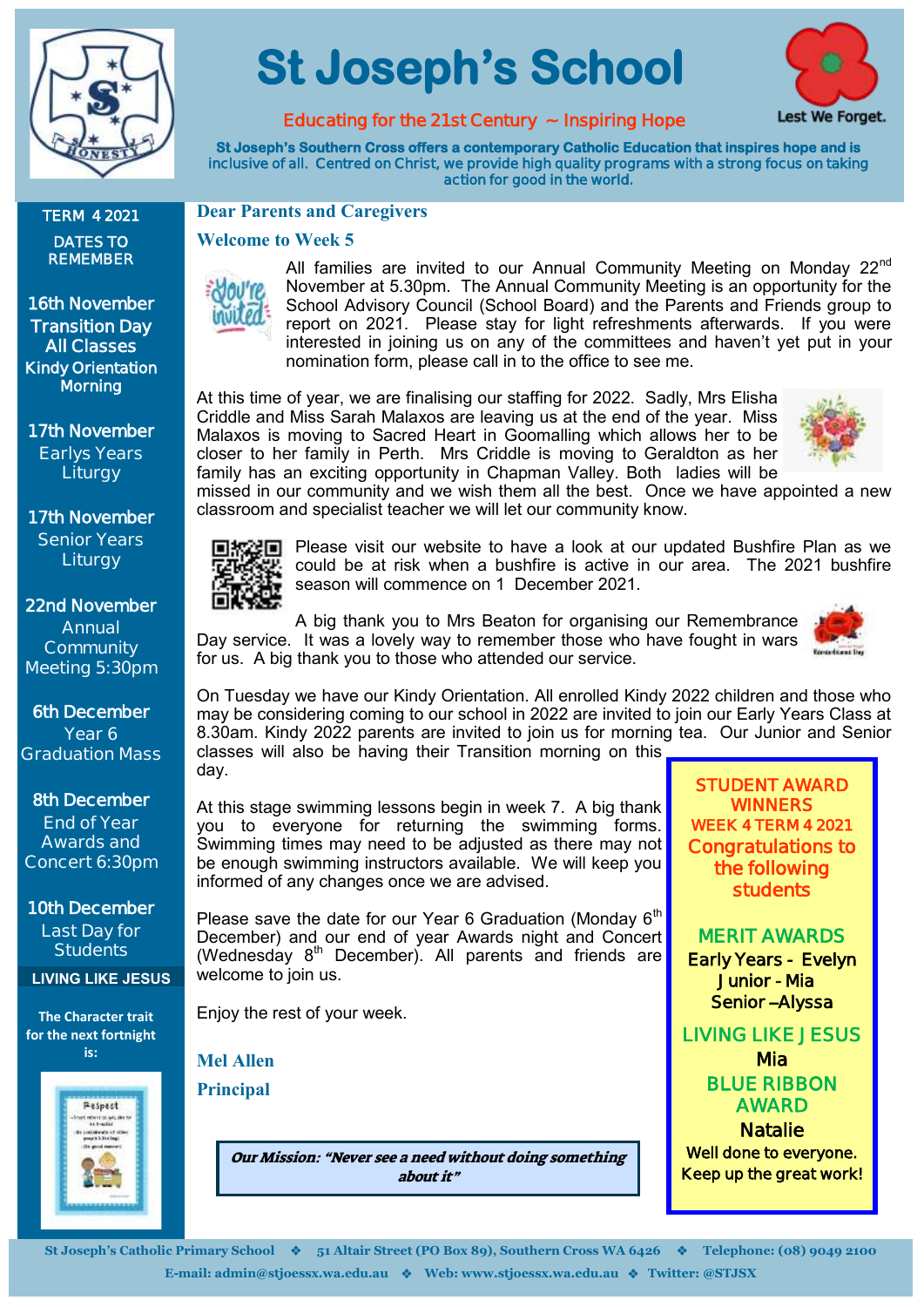# St Joseph's School

Educating for the 21st Century ~ Inspiring Hope

Lest We Forget.

**St Joseph's Southern Cross offers a contemporary Catholic Education that inspires hope and is inclusive of all. Centred on Christ, we provide high quality programs with a strong focus on taking action for good in the world.**

## Dear Parents and Caregivers

### Welcome to Week 5

All families are invited to our Annual Community Meeting on Monday 22nd November at 5.30pm. The Annual Community Meeting is an opportunity for the School Advisory Council (School Board) and the Parents and Friends group to report on 2021. Please stay for light refreshments afterwards. If you were interested in joining us on any of the committees and haven't yet put in your nomination form, please call in to the office to see me.

At this time of year, we are finalising our staffing for 2022. Sadly, Mrs Elisha Criddle and Miss Sarah Malaxos are leaving us at the end of the year. Miss Malaxos is moving to Sacred Heart in Goomalling which allows her to be closer to her family in Perth. Mrs Criddle is moving to Geraldton as her family has an exciting opportunity in Chapman Valley. Both ladies will be missed in our community and we wish them all the best. Once we have appointed a new classroom and specialist teacher we will let our community know.

Please visit our website to have a look at our updated Bushfire Plan as we could be at risk when a bushfire is active in our area. The 2021 bushfire season will commence on 1 December 2021.

A big thank you to Mrs Beaton for organising our Remembrance Day service. It was a lovely way to remember those who have fought in wars for us. A big thank you to those who attended our service.

On Tuesday we have our Kindy Orientation. All enrolled Kindy 2022 children and those who may be considering coming to our school in 2022 are invited to join our Early Years Class at 8.30am. Kindy 2022 parents are invited to join us for morning tea. Our Junior and Senior classes will also be having their Transition morning on this day.

At this stage swimming lessons begin in week 7. A big thank you to everyone for returning the swimming forms. Swimming times may need to be adjusted as there may not be enough swimming instructors available. We will keep you informed of any changes once we are advised.

Please save the date for our Year 6 Graduation (Monday 6th December) and our end of year Awards night and Concert (Wednesday 8th December). All parents and friends are welcome to join us.

Enjoy the rest of your week.

**Mel Allen**

**Principal**

***Our Mission: "Never see a need without doing something about it"***

---

**STUDENT AWARD WINNERS**
**WEEK 4 TERM 4 2021**
**Congratulations to the following students**

**MERIT AWARDS**
Early Years - Evelyn
Junior - Mia
Senior – Alyssa

**LIVING LIKE JESUS**
Mia

**BLUE RIBBON AWARD**
Natalie

Well done to everyone. Keep up the great work!

---

**TERM 4 2021**

**DATES TO REMEMBER**

**16th November**
Transition Day All Classes
Kindy Orientation Morning

**17th November**
Earlys Years Liturgy

**17th November**
Senior Years Liturgy

**22nd November**
Annual Community Meeting 5:30pm

**6th December**
Year 6 Graduation Mass

**8th December**
End of Year Awards and Concert 6:30pm

**10th December**
Last Day for Students

**LIVING LIKE JESUS**

The Character trait for the next fortnight is:

Respect

---

St Joseph's Catholic Primary School ❖ 51 Altair Street (PO Box 89), Southern Cross WA 6426 ❖ Telephone: (08) 9049 2100
E-mail: admin@stjoessx.wa.edu.au ❖ Web: www.stjoessx.wa.edu.au ❖ Twitter: @STJSX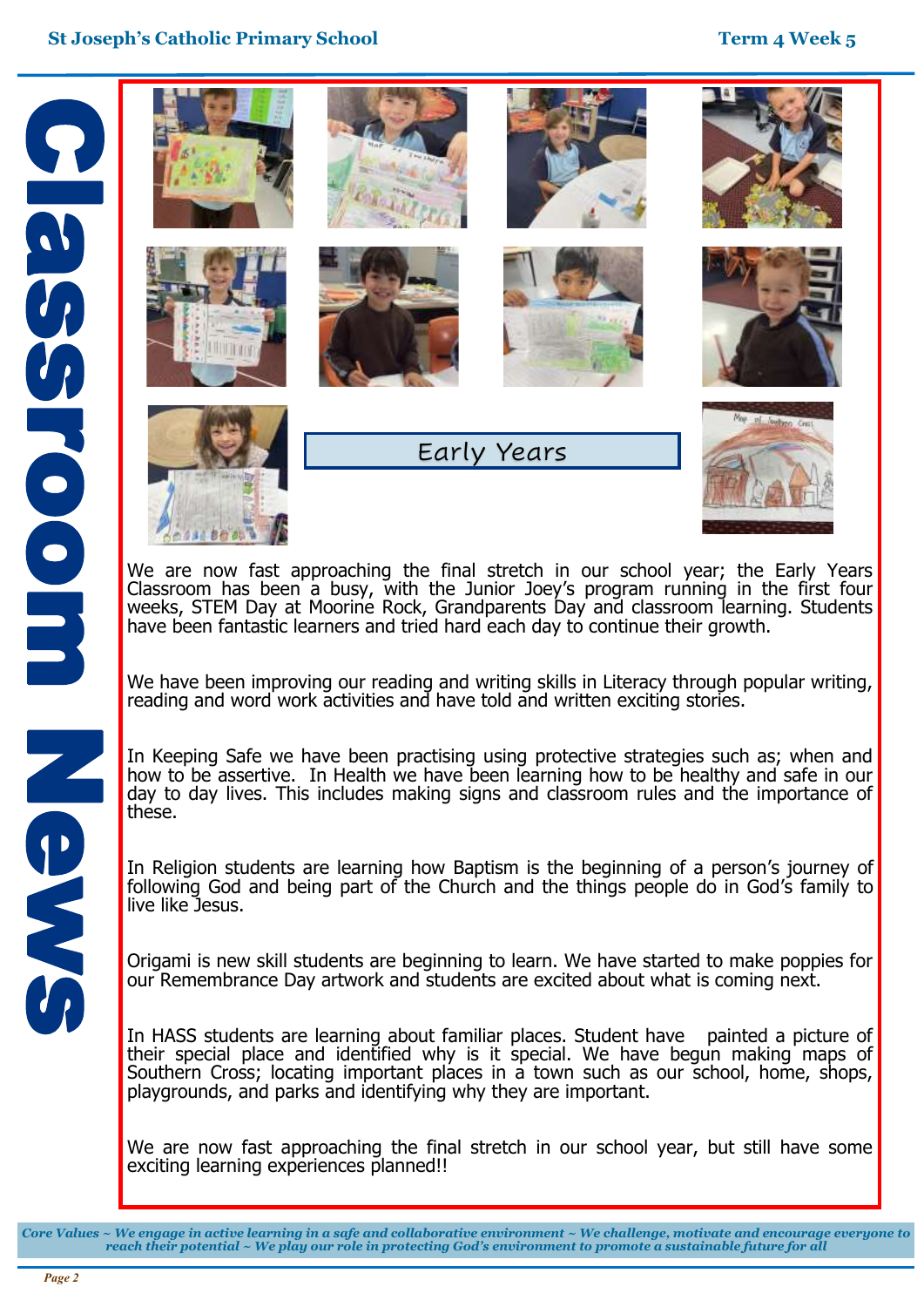# Classroom News

## Early Years

We are now fast approaching the final stretch in our school year; the Early Years Classroom has been a busy, with the Junior Joey's program running in the first four weeks, STEM Day at Moorine Rock, Grandparents Day and classroom learning. Students have been fantastic learners and tried hard each day to continue their growth.

We have been improving our reading and writing skills in Literacy through popular writing, reading and word work activities and have told and written exciting stories.

In Keeping Safe we have been practising using protective strategies such as; when and how to be assertive. In Health we have been learning how to be healthy and safe in our day to day lives. This includes making signs and classroom rules and the importance of these.

In Religion students are learning how Baptism is the beginning of a person's journey of following God and being part of the Church and the things people do in God's family to live like Jesus.

Origami is new skill students are beginning to learn. We have started to make poppies for our Remembrance Day artwork and students are excited about what is coming next.

In HASS students are learning about familiar places. Student have painted a picture of their special place and identified why is it special. We have begun making maps of Southern Cross; locating important places in a town such as our school, home, shops, playgrounds, and parks and identifying why they are important.

We are now fast approaching the final stretch in our school year, but still have some exciting learning experiences planned!!

*Core Values ~ We engage in active learning in a safe and collaborative environment ~ We challenge, motivate and encourage everyone to reach their potential ~ We play our role in protecting God's environment to promote a sustainable future for all*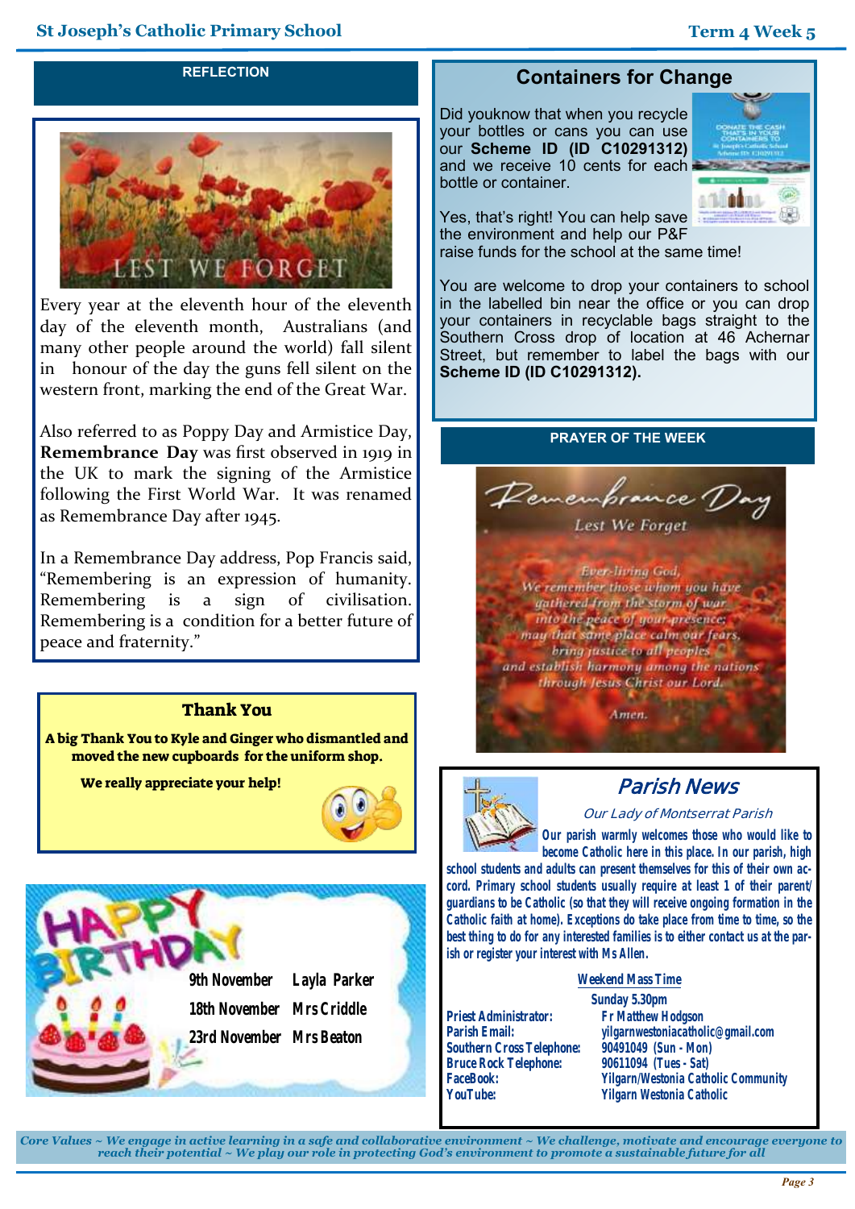## REFLECTION

Every year at the eleventh hour of the eleventh day of the eleventh month, Australians (and many other people around the world) fall silent in honour of the day the guns fell silent on the western front, marking the end of the Great War.

Also referred to as Poppy Day and Armistice Day, **Remembrance Day** was first observed in 1919 in the UK to mark the signing of the Armistice following the First World War. It was renamed as Remembrance Day after 1945.

In a Remembrance Day address, Pop Francis said, "Remembering is an expression of humanity. Remembering is a sign of civilisation. Remembering is a condition for a better future of peace and fraternity."

## Thank You

**A big Thank You to Kyle and Ginger who dismantled and moved the new cupboards for the uniform shop.**

**We really appreciate your help!**

## HAPPY BIRTHDAY

| | |
|---|---|
| 9th November | Layla Parker |
| 18th November | Mrs Criddle |
| 23rd November | Mrs Beaton |

## Containers for Change

Did youknow that when you recycle your bottles or cans you can use our **Scheme ID (ID C10291312)** and we receive 10 cents for each bottle or container.

Yes, that's right! You can help save the environment and help our P&F raise funds for the school at the same time!

You are welcome to drop your containers to school in the labelled bin near the office or you can drop your containers in recyclable bags straight to the Southern Cross drop of location at 46 Achernar Street, but remember to label the bags with our **Scheme ID (ID C10291312).**

## PRAYER OF THE WEEK

*Remembrance Day*

*Lest We Forget*

*Ever-living God,*
*We remember those whom you have gathered from the storm of war into the peace of your presence;*
*may that same place calm our fears,*
*bring justice to all peoples*
*and establish harmony among the nations*
*through Jesus Christ our Lord.*

*Amen.*

## Parish News

*Our Lady of Montserrat Parish*

Our parish warmly welcomes those who would like to become Catholic here in this place. In our parish, high school students and adults can present themselves for this of their own accord. Primary school students usually require at least 1 of their parent/guardians to be Catholic (so that they will receive ongoing formation in the Catholic faith at home). Exceptions do take place from time to time, so the best thing to do for any interested families is to either contact us at the parish or register your interest with Ms Allen.

**Weekend Mass Time**

Sunday 5.30pm

| | |
|---|---|
| Priest Administrator: | Fr Matthew Hodgson |
| Parish Email: | yilgarnwestoniacatholic@gmail.com |
| Southern Cross Telephone: | 90491049 (Sun - Mon) |
| Bruce Rock Telephone: | 90611094 (Tues - Sat) |
| FaceBook: | Yilgarn/Westonia Catholic Community |
| YouTube: | Yilgarn Westonia Catholic |

*Core Values ~ We engage in active learning in a safe and collaborative environment ~ We challenge, motivate and encourage everyone to reach their potential ~ We play our role in protecting God's environment to promote a sustainable future for all*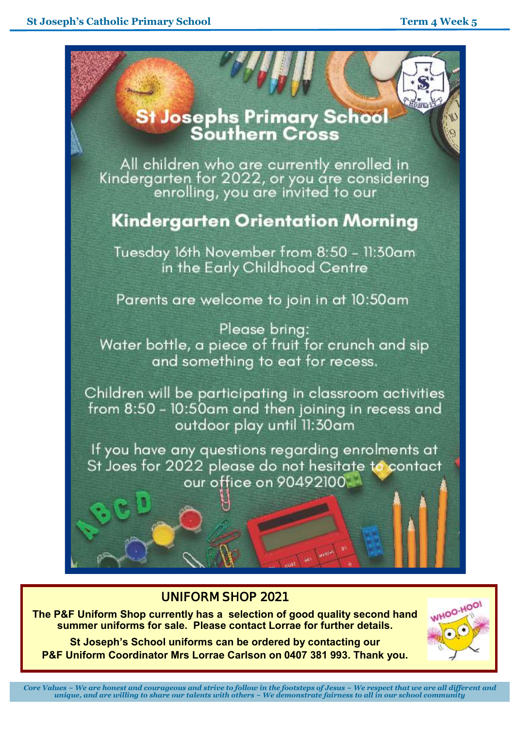# St Josephs Primary School Southern Cross

All children who are currently enrolled in Kindergarten for 2022, or you are considering enrolling, you are invited to our

## Kindergarten Orientation Morning

Tuesday 16th November from 8:50 - 11:30am in the Early Childhood Centre

Parents are welcome to join in at 10:50am

Please bring:
Water bottle, a piece of fruit for crunch and sip and something to eat for recess.

Children will be participating in classroom activities from 8:50 - 10:50am and then joining in recess and outdoor play until 11:30am

If you have any questions regarding enrolments at St Joes for 2022 please do not hesitate to contact our office on 90492100

## UNIFORM SHOP 2021

**The P&F Uniform Shop currently has a selection of good quality second hand summer uniforms for sale. Please contact Lorrae for further details.**

**St Joseph's School uniforms can be ordered by contacting our P&F Uniform Coordinator Mrs Lorrae Carlson on 0407 381 993. Thank you.**

WHOO-HOO!

*Core Values ~ We are honest and courageous and strive to follow in the footsteps of Jesus ~ We respect that we are all different and unique, and are willing to share our talents with others ~ We demonstrate fairness to all in our school community*